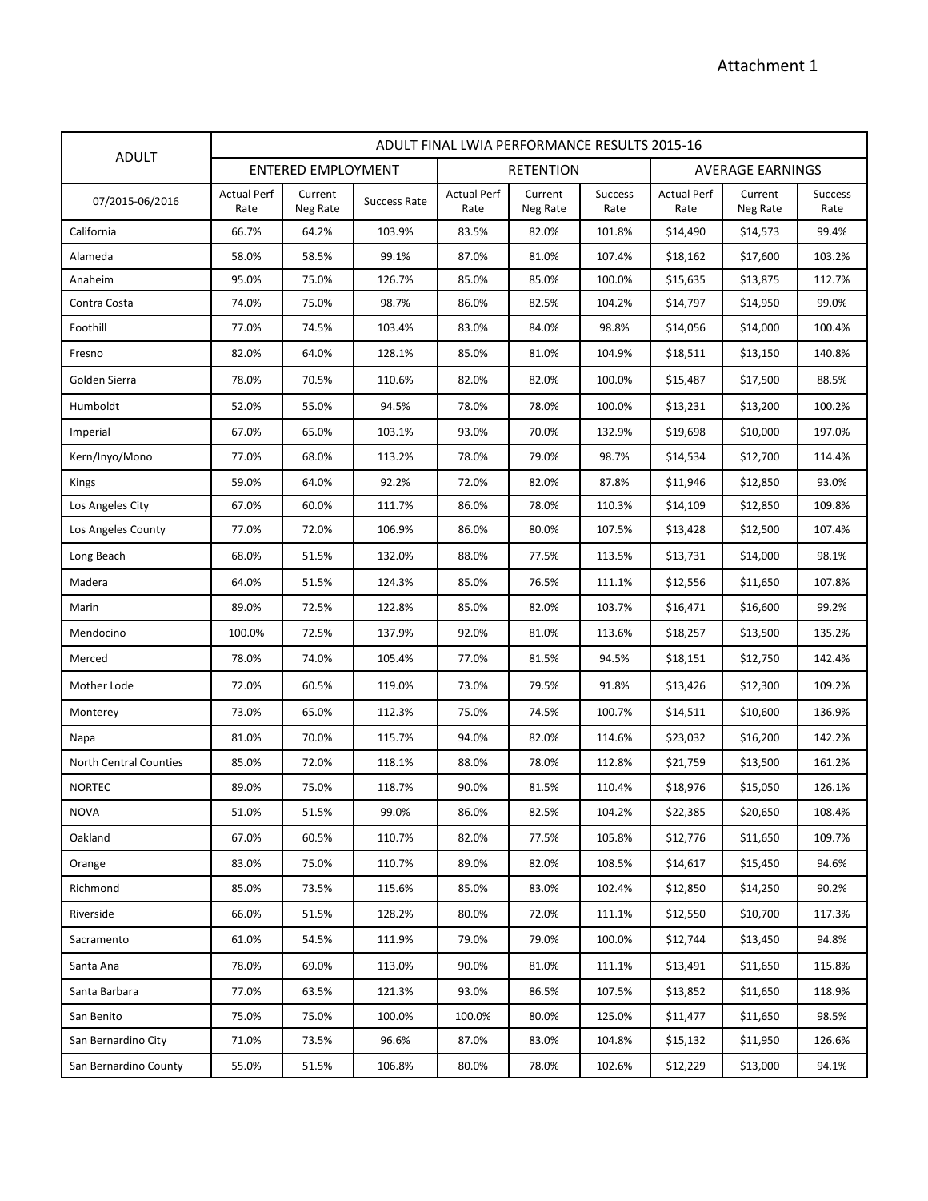Attachment 1

| ADULT | ADULT FINAL LWIA PERFORMANCE RESULTS 2015-16 | | | | | | | | |
|---|---|---|---|---|---|---|---|---|---|
| | ENTERED EMPLOYMENT | | | RETENTION | | | AVERAGE EARNINGS | | |
| 07/2015-06/2016 | Actual Perf Rate | Current Neg Rate | Success Rate | Actual Perf Rate | Current Neg Rate | Success Rate | Actual Perf Rate | Current Neg Rate | Success Rate |
| California | 66.7% | 64.2% | 103.9% | 83.5% | 82.0% | 101.8% | $14,490 | $14,573 | 99.4% |
| Alameda | 58.0% | 58.5% | 99.1% | 87.0% | 81.0% | 107.4% | $18,162 | $17,600 | 103.2% |
| Anaheim | 95.0% | 75.0% | 126.7% | 85.0% | 85.0% | 100.0% | $15,635 | $13,875 | 112.7% |
| Contra Costa | 74.0% | 75.0% | 98.7% | 86.0% | 82.5% | 104.2% | $14,797 | $14,950 | 99.0% |
| Foothill | 77.0% | 74.5% | 103.4% | 83.0% | 84.0% | 98.8% | $14,056 | $14,000 | 100.4% |
| Fresno | 82.0% | 64.0% | 128.1% | 85.0% | 81.0% | 104.9% | $18,511 | $13,150 | 140.8% |
| Golden Sierra | 78.0% | 70.5% | 110.6% | 82.0% | 82.0% | 100.0% | $15,487 | $17,500 | 88.5% |
| Humboldt | 52.0% | 55.0% | 94.5% | 78.0% | 78.0% | 100.0% | $13,231 | $13,200 | 100.2% |
| Imperial | 67.0% | 65.0% | 103.1% | 93.0% | 70.0% | 132.9% | $19,698 | $10,000 | 197.0% |
| Kern/Inyo/Mono | 77.0% | 68.0% | 113.2% | 78.0% | 79.0% | 98.7% | $14,534 | $12,700 | 114.4% |
| Kings | 59.0% | 64.0% | 92.2% | 72.0% | 82.0% | 87.8% | $11,946 | $12,850 | 93.0% |
| Los Angeles City | 67.0% | 60.0% | 111.7% | 86.0% | 78.0% | 110.3% | $14,109 | $12,850 | 109.8% |
| Los Angeles County | 77.0% | 72.0% | 106.9% | 86.0% | 80.0% | 107.5% | $13,428 | $12,500 | 107.4% |
| Long Beach | 68.0% | 51.5% | 132.0% | 88.0% | 77.5% | 113.5% | $13,731 | $14,000 | 98.1% |
| Madera | 64.0% | 51.5% | 124.3% | 85.0% | 76.5% | 111.1% | $12,556 | $11,650 | 107.8% |
| Marin | 89.0% | 72.5% | 122.8% | 85.0% | 82.0% | 103.7% | $16,471 | $16,600 | 99.2% |
| Mendocino | 100.0% | 72.5% | 137.9% | 92.0% | 81.0% | 113.6% | $18,257 | $13,500 | 135.2% |
| Merced | 78.0% | 74.0% | 105.4% | 77.0% | 81.5% | 94.5% | $18,151 | $12,750 | 142.4% |
| Mother Lode | 72.0% | 60.5% | 119.0% | 73.0% | 79.5% | 91.8% | $13,426 | $12,300 | 109.2% |
| Monterey | 73.0% | 65.0% | 112.3% | 75.0% | 74.5% | 100.7% | $14,511 | $10,600 | 136.9% |
| Napa | 81.0% | 70.0% | 115.7% | 94.0% | 82.0% | 114.6% | $23,032 | $16,200 | 142.2% |
| North Central Counties | 85.0% | 72.0% | 118.1% | 88.0% | 78.0% | 112.8% | $21,759 | $13,500 | 161.2% |
| NORTEC | 89.0% | 75.0% | 118.7% | 90.0% | 81.5% | 110.4% | $18,976 | $15,050 | 126.1% |
| NOVA | 51.0% | 51.5% | 99.0% | 86.0% | 82.5% | 104.2% | $22,385 | $20,650 | 108.4% |
| Oakland | 67.0% | 60.5% | 110.7% | 82.0% | 77.5% | 105.8% | $12,776 | $11,650 | 109.7% |
| Orange | 83.0% | 75.0% | 110.7% | 89.0% | 82.0% | 108.5% | $14,617 | $15,450 | 94.6% |
| Richmond | 85.0% | 73.5% | 115.6% | 85.0% | 83.0% | 102.4% | $12,850 | $14,250 | 90.2% |
| Riverside | 66.0% | 51.5% | 128.2% | 80.0% | 72.0% | 111.1% | $12,550 | $10,700 | 117.3% |
| Sacramento | 61.0% | 54.5% | 111.9% | 79.0% | 79.0% | 100.0% | $12,744 | $13,450 | 94.8% |
| Santa Ana | 78.0% | 69.0% | 113.0% | 90.0% | 81.0% | 111.1% | $13,491 | $11,650 | 115.8% |
| Santa Barbara | 77.0% | 63.5% | 121.3% | 93.0% | 86.5% | 107.5% | $13,852 | $11,650 | 118.9% |
| San Benito | 75.0% | 75.0% | 100.0% | 100.0% | 80.0% | 125.0% | $11,477 | $11,650 | 98.5% |
| San Bernardino City | 71.0% | 73.5% | 96.6% | 87.0% | 83.0% | 104.8% | $15,132 | $11,950 | 126.6% |
| San Bernardino County | 55.0% | 51.5% | 106.8% | 80.0% | 78.0% | 102.6% | $12,229 | $13,000 | 94.1% |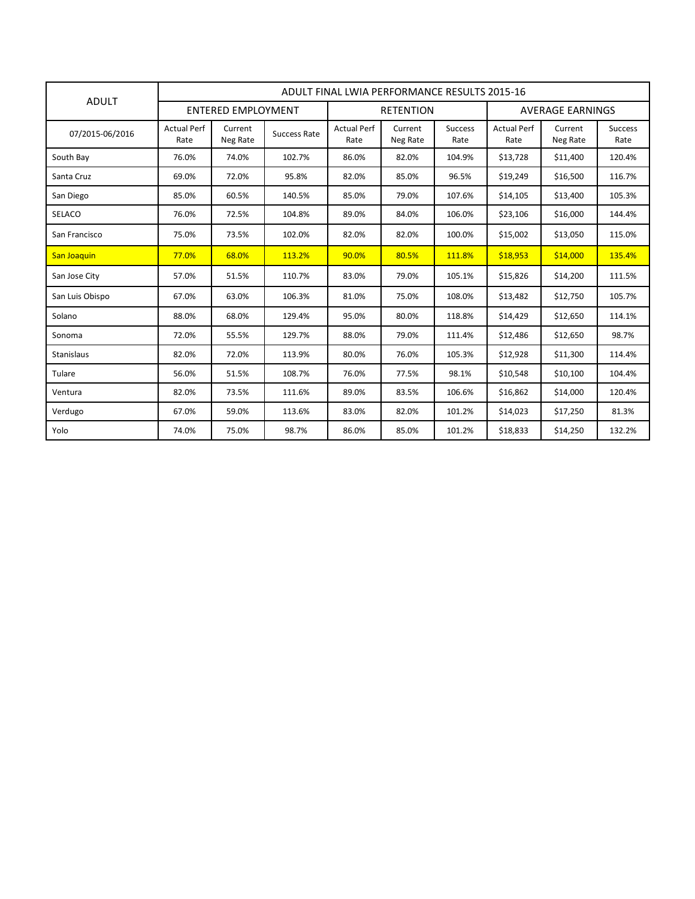| ADULT | ADULT FINAL LWIA PERFORMANCE RESULTS 2015-16 | | | | | | | | |
|---|---|---|---|---|---|---|---|---|---|
| | ENTERED EMPLOYMENT | | | RETENTION | | | AVERAGE EARNINGS | | |
| 07/2015-06/2016 | Actual Perf Rate | Current Neg Rate | Success Rate | Actual Perf Rate | Current Neg Rate | Success Rate | Actual Perf Rate | Current Neg Rate | Success Rate |
| South Bay | 76.0% | 74.0% | 102.7% | 86.0% | 82.0% | 104.9% | $13,728 | $11,400 | 120.4% |
| Santa Cruz | 69.0% | 72.0% | 95.8% | 82.0% | 85.0% | 96.5% | $19,249 | $16,500 | 116.7% |
| San Diego | 85.0% | 60.5% | 140.5% | 85.0% | 79.0% | 107.6% | $14,105 | $13,400 | 105.3% |
| SELACO | 76.0% | 72.5% | 104.8% | 89.0% | 84.0% | 106.0% | $23,106 | $16,000 | 144.4% |
| San Francisco | 75.0% | 73.5% | 102.0% | 82.0% | 82.0% | 100.0% | $15,002 | $13,050 | 115.0% |
| San Joaquin | 77.0% | 68.0% | 113.2% | 90.0% | 80.5% | 111.8% | $18,953 | $14,000 | 135.4% |
| San Jose City | 57.0% | 51.5% | 110.7% | 83.0% | 79.0% | 105.1% | $15,826 | $14,200 | 111.5% |
| San Luis Obispo | 67.0% | 63.0% | 106.3% | 81.0% | 75.0% | 108.0% | $13,482 | $12,750 | 105.7% |
| Solano | 88.0% | 68.0% | 129.4% | 95.0% | 80.0% | 118.8% | $14,429 | $12,650 | 114.1% |
| Sonoma | 72.0% | 55.5% | 129.7% | 88.0% | 79.0% | 111.4% | $12,486 | $12,650 | 98.7% |
| Stanislaus | 82.0% | 72.0% | 113.9% | 80.0% | 76.0% | 105.3% | $12,928 | $11,300 | 114.4% |
| Tulare | 56.0% | 51.5% | 108.7% | 76.0% | 77.5% | 98.1% | $10,548 | $10,100 | 104.4% |
| Ventura | 82.0% | 73.5% | 111.6% | 89.0% | 83.5% | 106.6% | $16,862 | $14,000 | 120.4% |
| Verdugo | 67.0% | 59.0% | 113.6% | 83.0% | 82.0% | 101.2% | $14,023 | $17,250 | 81.3% |
| Yolo | 74.0% | 75.0% | 98.7% | 86.0% | 85.0% | 101.2% | $18,833 | $14,250 | 132.2% |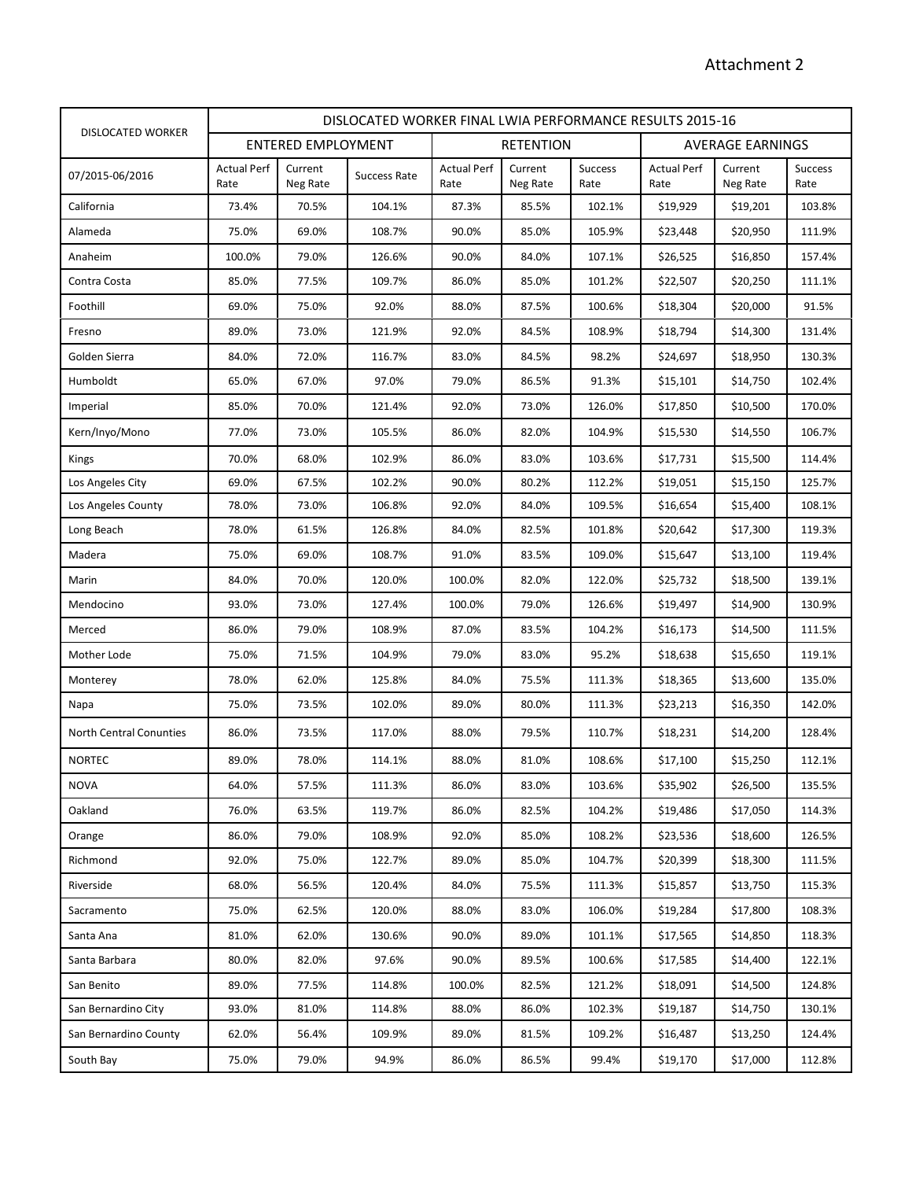Attachment 2

| DISLOCATED WORKER | DISLOCATED WORKER FINAL LWIA PERFORMANCE RESULTS 2015-16 | | | | | | | | |
|---|---|---|---|---|---|---|---|---|---|
| | ENTERED EMPLOYMENT | | | RETENTION | | | AVERAGE EARNINGS | | |
| 07/2015-06/2016 | Actual Perf Rate | Current Neg Rate | Success Rate | Actual Perf Rate | Current Neg Rate | Success Rate | Actual Perf Rate | Current Neg Rate | Success Rate |
| California | 73.4% | 70.5% | 104.1% | 87.3% | 85.5% | 102.1% | $19,929 | $19,201 | 103.8% |
| Alameda | 75.0% | 69.0% | 108.7% | 90.0% | 85.0% | 105.9% | $23,448 | $20,950 | 111.9% |
| Anaheim | 100.0% | 79.0% | 126.6% | 90.0% | 84.0% | 107.1% | $26,525 | $16,850 | 157.4% |
| Contra Costa | 85.0% | 77.5% | 109.7% | 86.0% | 85.0% | 101.2% | $22,507 | $20,250 | 111.1% |
| Foothill | 69.0% | 75.0% | 92.0% | 88.0% | 87.5% | 100.6% | $18,304 | $20,000 | 91.5% |
| Fresno | 89.0% | 73.0% | 121.9% | 92.0% | 84.5% | 108.9% | $18,794 | $14,300 | 131.4% |
| Golden Sierra | 84.0% | 72.0% | 116.7% | 83.0% | 84.5% | 98.2% | $24,697 | $18,950 | 130.3% |
| Humboldt | 65.0% | 67.0% | 97.0% | 79.0% | 86.5% | 91.3% | $15,101 | $14,750 | 102.4% |
| Imperial | 85.0% | 70.0% | 121.4% | 92.0% | 73.0% | 126.0% | $17,850 | $10,500 | 170.0% |
| Kern/Inyo/Mono | 77.0% | 73.0% | 105.5% | 86.0% | 82.0% | 104.9% | $15,530 | $14,550 | 106.7% |
| Kings | 70.0% | 68.0% | 102.9% | 86.0% | 83.0% | 103.6% | $17,731 | $15,500 | 114.4% |
| Los Angeles City | 69.0% | 67.5% | 102.2% | 90.0% | 80.2% | 112.2% | $19,051 | $15,150 | 125.7% |
| Los Angeles County | 78.0% | 73.0% | 106.8% | 92.0% | 84.0% | 109.5% | $16,654 | $15,400 | 108.1% |
| Long Beach | 78.0% | 61.5% | 126.8% | 84.0% | 82.5% | 101.8% | $20,642 | $17,300 | 119.3% |
| Madera | 75.0% | 69.0% | 108.7% | 91.0% | 83.5% | 109.0% | $15,647 | $13,100 | 119.4% |
| Marin | 84.0% | 70.0% | 120.0% | 100.0% | 82.0% | 122.0% | $25,732 | $18,500 | 139.1% |
| Mendocino | 93.0% | 73.0% | 127.4% | 100.0% | 79.0% | 126.6% | $19,497 | $14,900 | 130.9% |
| Merced | 86.0% | 79.0% | 108.9% | 87.0% | 83.5% | 104.2% | $16,173 | $14,500 | 111.5% |
| Mother Lode | 75.0% | 71.5% | 104.9% | 79.0% | 83.0% | 95.2% | $18,638 | $15,650 | 119.1% |
| Monterey | 78.0% | 62.0% | 125.8% | 84.0% | 75.5% | 111.3% | $18,365 | $13,600 | 135.0% |
| Napa | 75.0% | 73.5% | 102.0% | 89.0% | 80.0% | 111.3% | $23,213 | $16,350 | 142.0% |
| North Central Conunties | 86.0% | 73.5% | 117.0% | 88.0% | 79.5% | 110.7% | $18,231 | $14,200 | 128.4% |
| NORTEC | 89.0% | 78.0% | 114.1% | 88.0% | 81.0% | 108.6% | $17,100 | $15,250 | 112.1% |
| NOVA | 64.0% | 57.5% | 111.3% | 86.0% | 83.0% | 103.6% | $35,902 | $26,500 | 135.5% |
| Oakland | 76.0% | 63.5% | 119.7% | 86.0% | 82.5% | 104.2% | $19,486 | $17,050 | 114.3% |
| Orange | 86.0% | 79.0% | 108.9% | 92.0% | 85.0% | 108.2% | $23,536 | $18,600 | 126.5% |
| Richmond | 92.0% | 75.0% | 122.7% | 89.0% | 85.0% | 104.7% | $20,399 | $18,300 | 111.5% |
| Riverside | 68.0% | 56.5% | 120.4% | 84.0% | 75.5% | 111.3% | $15,857 | $13,750 | 115.3% |
| Sacramento | 75.0% | 62.5% | 120.0% | 88.0% | 83.0% | 106.0% | $19,284 | $17,800 | 108.3% |
| Santa Ana | 81.0% | 62.0% | 130.6% | 90.0% | 89.0% | 101.1% | $17,565 | $14,850 | 118.3% |
| Santa Barbara | 80.0% | 82.0% | 97.6% | 90.0% | 89.5% | 100.6% | $17,585 | $14,400 | 122.1% |
| San Benito | 89.0% | 77.5% | 114.8% | 100.0% | 82.5% | 121.2% | $18,091 | $14,500 | 124.8% |
| San Bernardino City | 93.0% | 81.0% | 114.8% | 88.0% | 86.0% | 102.3% | $19,187 | $14,750 | 130.1% |
| San Bernardino County | 62.0% | 56.4% | 109.9% | 89.0% | 81.5% | 109.2% | $16,487 | $13,250 | 124.4% |
| South Bay | 75.0% | 79.0% | 94.9% | 86.0% | 86.5% | 99.4% | $19,170 | $17,000 | 112.8% |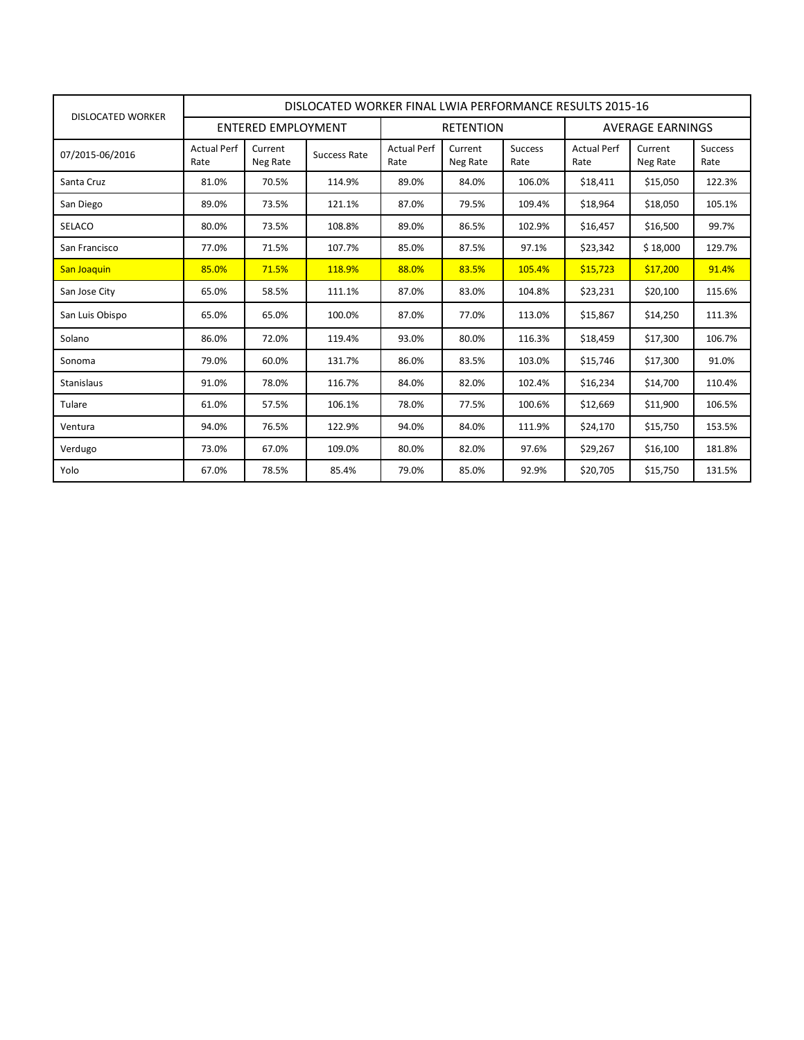| DISLOCATED WORKER | DISLOCATED WORKER FINAL LWIA PERFORMANCE RESULTS 2015-16 | | | | | | | | |
|---|---|---|---|---|---|---|---|---|---|
| | ENTERED EMPLOYMENT | | | RETENTION | | | AVERAGE EARNINGS | | |
| 07/2015-06/2016 | Actual Perf Rate | Current Neg Rate | Success Rate | Actual Perf Rate | Current Neg Rate | Success Rate | Actual Perf Rate | Current Neg Rate | Success Rate |
| Santa Cruz | 81.0% | 70.5% | 114.9% | 89.0% | 84.0% | 106.0% | $18,411 | $15,050 | 122.3% |
| San Diego | 89.0% | 73.5% | 121.1% | 87.0% | 79.5% | 109.4% | $18,964 | $18,050 | 105.1% |
| SELACO | 80.0% | 73.5% | 108.8% | 89.0% | 86.5% | 102.9% | $16,457 | $16,500 | 99.7% |
| San Francisco | 77.0% | 71.5% | 107.7% | 85.0% | 87.5% | 97.1% | $23,342 | $ 18,000 | 129.7% |
| San Joaquin | 85.0% | 71.5% | 118.9% | 88.0% | 83.5% | 105.4% | $15,723 | $17,200 | 91.4% |
| San Jose City | 65.0% | 58.5% | 111.1% | 87.0% | 83.0% | 104.8% | $23,231 | $20,100 | 115.6% |
| San Luis Obispo | 65.0% | 65.0% | 100.0% | 87.0% | 77.0% | 113.0% | $15,867 | $14,250 | 111.3% |
| Solano | 86.0% | 72.0% | 119.4% | 93.0% | 80.0% | 116.3% | $18,459 | $17,300 | 106.7% |
| Sonoma | 79.0% | 60.0% | 131.7% | 86.0% | 83.5% | 103.0% | $15,746 | $17,300 | 91.0% |
| Stanislaus | 91.0% | 78.0% | 116.7% | 84.0% | 82.0% | 102.4% | $16,234 | $14,700 | 110.4% |
| Tulare | 61.0% | 57.5% | 106.1% | 78.0% | 77.5% | 100.6% | $12,669 | $11,900 | 106.5% |
| Ventura | 94.0% | 76.5% | 122.9% | 94.0% | 84.0% | 111.9% | $24,170 | $15,750 | 153.5% |
| Verdugo | 73.0% | 67.0% | 109.0% | 80.0% | 82.0% | 97.6% | $29,267 | $16,100 | 181.8% |
| Yolo | 67.0% | 78.5% | 85.4% | 79.0% | 85.0% | 92.9% | $20,705 | $15,750 | 131.5% |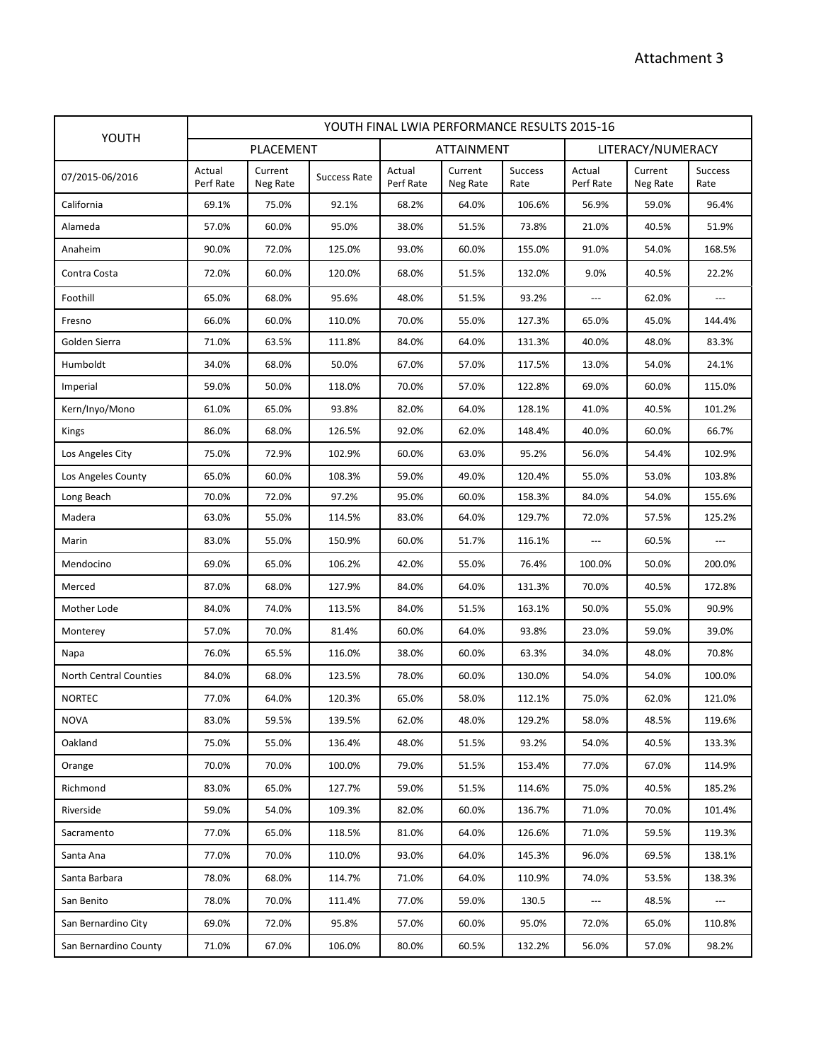Attachment 3

| YOUTH | YOUTH FINAL LWIA PERFORMANCE RESULTS 2015-16 | | | | | | | | |
|---|---|---|---|---|---|---|---|---|---|
| | PLACEMENT | | | ATTAINMENT | | | LITERACY/NUMERACY | | |
| 07/2015-06/2016 | Actual Perf Rate | Current Neg Rate | Success Rate | Actual Perf Rate | Current Neg Rate | Success Rate | Actual Perf Rate | Current Neg Rate | Success Rate |
| California | 69.1% | 75.0% | 92.1% | 68.2% | 64.0% | 106.6% | 56.9% | 59.0% | 96.4% |
| Alameda | 57.0% | 60.0% | 95.0% | 38.0% | 51.5% | 73.8% | 21.0% | 40.5% | 51.9% |
| Anaheim | 90.0% | 72.0% | 125.0% | 93.0% | 60.0% | 155.0% | 91.0% | 54.0% | 168.5% |
| Contra Costa | 72.0% | 60.0% | 120.0% | 68.0% | 51.5% | 132.0% | 9.0% | 40.5% | 22.2% |
| Foothill | 65.0% | 68.0% | 95.6% | 48.0% | 51.5% | 93.2% | --- | 62.0% | --- |
| Fresno | 66.0% | 60.0% | 110.0% | 70.0% | 55.0% | 127.3% | 65.0% | 45.0% | 144.4% |
| Golden Sierra | 71.0% | 63.5% | 111.8% | 84.0% | 64.0% | 131.3% | 40.0% | 48.0% | 83.3% |
| Humboldt | 34.0% | 68.0% | 50.0% | 67.0% | 57.0% | 117.5% | 13.0% | 54.0% | 24.1% |
| Imperial | 59.0% | 50.0% | 118.0% | 70.0% | 57.0% | 122.8% | 69.0% | 60.0% | 115.0% |
| Kern/Inyo/Mono | 61.0% | 65.0% | 93.8% | 82.0% | 64.0% | 128.1% | 41.0% | 40.5% | 101.2% |
| Kings | 86.0% | 68.0% | 126.5% | 92.0% | 62.0% | 148.4% | 40.0% | 60.0% | 66.7% |
| Los Angeles City | 75.0% | 72.9% | 102.9% | 60.0% | 63.0% | 95.2% | 56.0% | 54.4% | 102.9% |
| Los Angeles County | 65.0% | 60.0% | 108.3% | 59.0% | 49.0% | 120.4% | 55.0% | 53.0% | 103.8% |
| Long Beach | 70.0% | 72.0% | 97.2% | 95.0% | 60.0% | 158.3% | 84.0% | 54.0% | 155.6% |
| Madera | 63.0% | 55.0% | 114.5% | 83.0% | 64.0% | 129.7% | 72.0% | 57.5% | 125.2% |
| Marin | 83.0% | 55.0% | 150.9% | 60.0% | 51.7% | 116.1% | --- | 60.5% | --- |
| Mendocino | 69.0% | 65.0% | 106.2% | 42.0% | 55.0% | 76.4% | 100.0% | 50.0% | 200.0% |
| Merced | 87.0% | 68.0% | 127.9% | 84.0% | 64.0% | 131.3% | 70.0% | 40.5% | 172.8% |
| Mother Lode | 84.0% | 74.0% | 113.5% | 84.0% | 51.5% | 163.1% | 50.0% | 55.0% | 90.9% |
| Monterey | 57.0% | 70.0% | 81.4% | 60.0% | 64.0% | 93.8% | 23.0% | 59.0% | 39.0% |
| Napa | 76.0% | 65.5% | 116.0% | 38.0% | 60.0% | 63.3% | 34.0% | 48.0% | 70.8% |
| North Central Counties | 84.0% | 68.0% | 123.5% | 78.0% | 60.0% | 130.0% | 54.0% | 54.0% | 100.0% |
| NORTEC | 77.0% | 64.0% | 120.3% | 65.0% | 58.0% | 112.1% | 75.0% | 62.0% | 121.0% |
| NOVA | 83.0% | 59.5% | 139.5% | 62.0% | 48.0% | 129.2% | 58.0% | 48.5% | 119.6% |
| Oakland | 75.0% | 55.0% | 136.4% | 48.0% | 51.5% | 93.2% | 54.0% | 40.5% | 133.3% |
| Orange | 70.0% | 70.0% | 100.0% | 79.0% | 51.5% | 153.4% | 77.0% | 67.0% | 114.9% |
| Richmond | 83.0% | 65.0% | 127.7% | 59.0% | 51.5% | 114.6% | 75.0% | 40.5% | 185.2% |
| Riverside | 59.0% | 54.0% | 109.3% | 82.0% | 60.0% | 136.7% | 71.0% | 70.0% | 101.4% |
| Sacramento | 77.0% | 65.0% | 118.5% | 81.0% | 64.0% | 126.6% | 71.0% | 59.5% | 119.3% |
| Santa Ana | 77.0% | 70.0% | 110.0% | 93.0% | 64.0% | 145.3% | 96.0% | 69.5% | 138.1% |
| Santa Barbara | 78.0% | 68.0% | 114.7% | 71.0% | 64.0% | 110.9% | 74.0% | 53.5% | 138.3% |
| San Benito | 78.0% | 70.0% | 111.4% | 77.0% | 59.0% | 130.5 | --- | 48.5% | --- |
| San Bernardino City | 69.0% | 72.0% | 95.8% | 57.0% | 60.0% | 95.0% | 72.0% | 65.0% | 110.8% |
| San Bernardino County | 71.0% | 67.0% | 106.0% | 80.0% | 60.5% | 132.2% | 56.0% | 57.0% | 98.2% |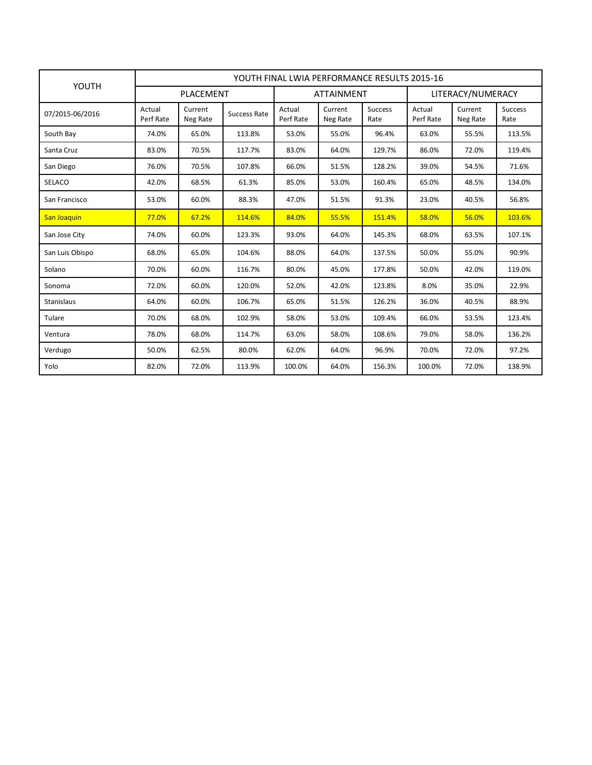| YOUTH | YOUTH FINAL LWIA PERFORMANCE RESULTS 2015-16 | | | | | | | | |
|---|---|---|---|---|---|---|---|---|---|
| | PLACEMENT | | | ATTAINMENT | | | LITERACY/NUMERACY | | |
| 07/2015-06/2016 | Actual Perf Rate | Current Neg Rate | Success Rate | Actual Perf Rate | Current Neg Rate | Success Rate | Actual Perf Rate | Current Neg Rate | Success Rate |
| South Bay | 74.0% | 65.0% | 113.8% | 53.0% | 55.0% | 96.4% | 63.0% | 55.5% | 113.5% |
| Santa Cruz | 83.0% | 70.5% | 117.7% | 83.0% | 64.0% | 129.7% | 86.0% | 72.0% | 119.4% |
| San Diego | 76.0% | 70.5% | 107.8% | 66.0% | 51.5% | 128.2% | 39.0% | 54.5% | 71.6% |
| SELACO | 42.0% | 68.5% | 61.3% | 85.0% | 53.0% | 160.4% | 65.0% | 48.5% | 134.0% |
| San Francisco | 53.0% | 60.0% | 88.3% | 47.0% | 51.5% | 91.3% | 23.0% | 40.5% | 56.8% |
| San Joaquin | 77.0% | 67.2% | 114.6% | 84.0% | 55.5% | 151.4% | 58.0% | 56.0% | 103.6% |
| San Jose City | 74.0% | 60.0% | 123.3% | 93.0% | 64.0% | 145.3% | 68.0% | 63.5% | 107.1% |
| San Luis Obispo | 68.0% | 65.0% | 104.6% | 88.0% | 64.0% | 137.5% | 50.0% | 55.0% | 90.9% |
| Solano | 70.0% | 60.0% | 116.7% | 80.0% | 45.0% | 177.8% | 50.0% | 42.0% | 119.0% |
| Sonoma | 72.0% | 60.0% | 120.0% | 52.0% | 42.0% | 123.8% | 8.0% | 35.0% | 22.9% |
| Stanislaus | 64.0% | 60.0% | 106.7% | 65.0% | 51.5% | 126.2% | 36.0% | 40.5% | 88.9% |
| Tulare | 70.0% | 68.0% | 102.9% | 58.0% | 53.0% | 109.4% | 66.0% | 53.5% | 123.4% |
| Ventura | 78.0% | 68.0% | 114.7% | 63.0% | 58.0% | 108.6% | 79.0% | 58.0% | 136.2% |
| Verdugo | 50.0% | 62.5% | 80.0% | 62.0% | 64.0% | 96.9% | 70.0% | 72.0% | 97.2% |
| Yolo | 82.0% | 72.0% | 113.9% | 100.0% | 64.0% | 156.3% | 100.0% | 72.0% | 138.9% |